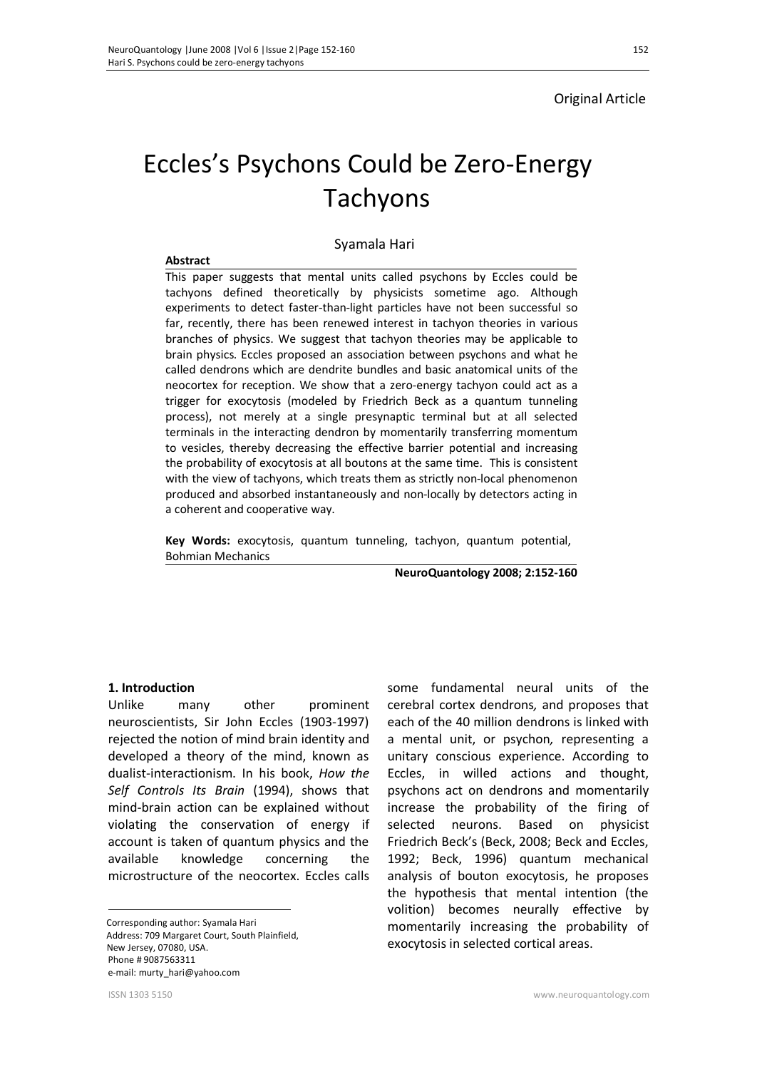Original Article

# Eccles's Psychons Could be Zero-Energy Tachyons

Syamala Hari

**Abstract**

This paper suggests that mental units called psychons by Eccles could be tachyons defined theoretically by physicists sometime ago. Although experiments to detect faster-than-light particles have not been successful so far, recently, there has been renewed interest in tachyon theories in various branches of physics. We suggest that tachyon theories may be applicable to brain physics. Eccles proposed an association between psychons and what he called dendrons which are dendrite bundles and basic anatomical units of the neocortex for reception. We show that a zero-energy tachyon could act as a trigger for exocytosis (modeled by Friedrich Beck as a quantum tunneling process), not merely at a single presynaptic terminal but at all selected terminals in the interacting dendron by momentarily transferring momentum to vesicles, thereby decreasing the effective barrier potential and increasing the probability of exocytosis at all boutons at the same time. This is consistent with the view of tachyons, which treats them as strictly non-local phenomenon produced and absorbed instantaneously and non-locally by detectors acting in a coherent and cooperative way.

**Key Words:** exocytosis, quantum tunneling, tachyon, quantum potential, Bohmian Mechanics

**NeuroQuantology 2008; 2:152-160**

## 1. Introduction

Unlike many other prominent neuroscientists, Sir John Eccles (1903-1997) rejected the notion of mind brain identity and developed a theory of the mind, known as dualist-interactionism. In his book, *How the Self Controls Its Brain* (1994), shows that mind-brain action can be explained without violating the conservation of energy if account is taken of quantum physics and the available knowledge concerning the microstructure of the neocortex. Eccles calls some fundamental neural units of the cerebral cortex dendrons*,* and proposes that each of the 40 million dendrons is linked with a mental unit, or psychon*,* representing a unitary conscious experience. According to Eccles, in willed actions and thought, psychons act on dendrons and momentarily increase the probability of the firing of selected neurons. Based on physicist Friedrich Beck's (Beck, 2008; Beck and Eccles, 1992; Beck, 1996) quantum mechanical analysis of bouton exocytosis, he proposes the hypothesis that mental intention (the volition) becomes neurally effective by momentarily increasing the probability of exocytosis in selected cortical areas.

Corresponding author: Syamala Hari
Address: 709 Margaret Court, South Plainfield, New Jersey, 07080, USA.
Phone # 9087563311
e-mail: murty_hari@yahoo.com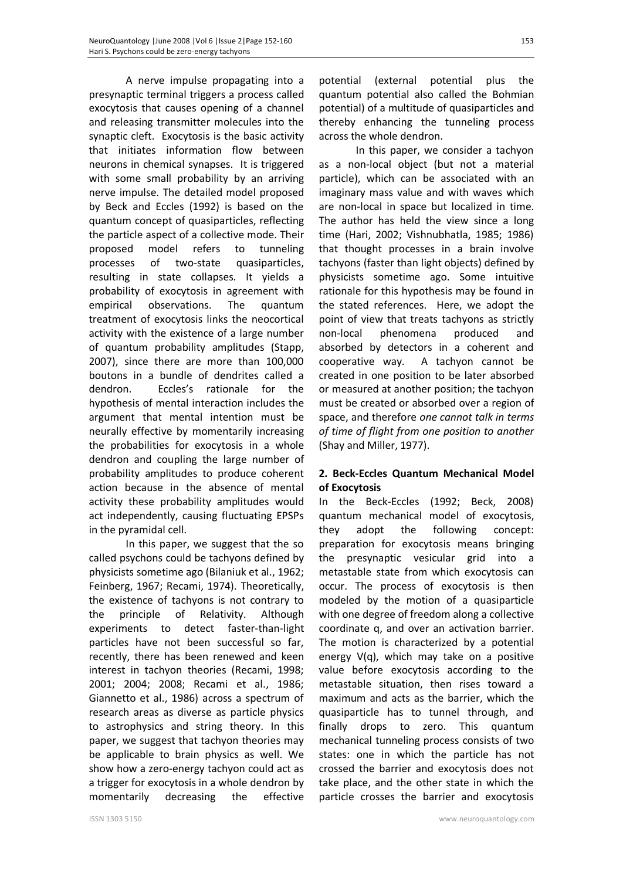A nerve impulse propagating into a presynaptic terminal triggers a process called exocytosis that causes opening of a channel and releasing transmitter molecules into the synaptic cleft. Exocytosis is the basic activity that initiates information flow between neurons in chemical synapses. It is triggered with some small probability by an arriving nerve impulse. The detailed model proposed by Beck and Eccles (1992) is based on the quantum concept of quasiparticles, reflecting the particle aspect of a collective mode. Their proposed model refers to tunneling processes of two-state quasiparticles, resulting in state collapses. It yields a probability of exocytosis in agreement with empirical observations. The quantum treatment of exocytosis links the neocortical activity with the existence of a large number of quantum probability amplitudes (Stapp, 2007), since there are more than 100,000 boutons in a bundle of dendrites called a dendron. Eccles's rationale for the hypothesis of mental interaction includes the argument that mental intention must be neurally effective by momentarily increasing the probabilities for exocytosis in a whole dendron and coupling the large number of probability amplitudes to produce coherent action because in the absence of mental activity these probability amplitudes would act independently, causing fluctuating EPSPs in the pyramidal cell.

In this paper, we suggest that the so called psychons could be tachyons defined by physicists sometime ago (Bilaniuk et al., 1962; Feinberg, 1967; Recami, 1974). Theoretically, the existence of tachyons is not contrary to the principle of Relativity. Although experiments to detect faster-than-light particles have not been successful so far, recently, there has been renewed and keen interest in tachyon theories (Recami, 1998; 2001; 2004; 2008; Recami et al., 1986; Giannetto et al., 1986) across a spectrum of research areas as diverse as particle physics to astrophysics and string theory. In this paper, we suggest that tachyon theories may be applicable to brain physics as well. We show how a zero-energy tachyon could act as a trigger for exocytosis in a whole dendron by momentarily decreasing the effective potential (external potential plus the quantum potential also called the Bohmian potential) of a multitude of quasiparticles and thereby enhancing the tunneling process across the whole dendron.

In this paper, we consider a tachyon as a non-local object (but not a material particle), which can be associated with an imaginary mass value and with waves which are non-local in space but localized in time. The author has held the view since a long time (Hari, 2002; Vishnubhatla, 1985; 1986) that thought processes in a brain involve tachyons (faster than light objects) defined by physicists sometime ago. Some intuitive rationale for this hypothesis may be found in the stated references. Here, we adopt the point of view that treats tachyons as strictly non-local phenomena produced and absorbed by detectors in a coherent and cooperative way. A tachyon cannot be created in one position to be later absorbed or measured at another position; the tachyon must be created or absorbed over a region of space, and therefore *one cannot talk in terms of time of flight from one position to another* (Shay and Miller, 1977).

## 2. Beck-Eccles Quantum Mechanical Model of Exocytosis

In the Beck-Eccles (1992; Beck, 2008) quantum mechanical model of exocytosis, they adopt the following concept: preparation for exocytosis means bringing the presynaptic vesicular grid into a metastable state from which exocytosis can occur. The process of exocytosis is then modeled by the motion of a quasiparticle with one degree of freedom along a collective coordinate q, and over an activation barrier. The motion is characterized by a potential energy V(q), which may take on a positive value before exocytosis according to the metastable situation, then rises toward a maximum and acts as the barrier, which the quasiparticle has to tunnel through, and finally drops to zero. This quantum mechanical tunneling process consists of two states: one in which the particle has not crossed the barrier and exocytosis does not take place, and the other state in which the particle crosses the barrier and exocytosis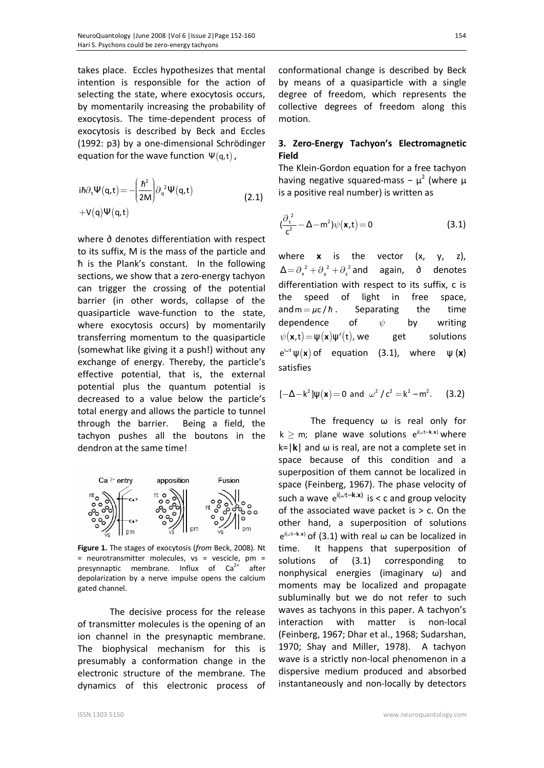takes place. Eccles hypothesizes that mental intention is responsible for the action of selecting the state, where exocytosis occurs, by momentarily increasing the probability of exocytosis. The time-dependent process of exocytosis is described by Beck and Eccles (1992: p3) by a one-dimensional Schrödinger equation for the wave function $\Psi(q,t)$,

$$i\hbar\partial_t\Psi(q,t) = -\left(\frac{\hbar^2}{2M}\right)\partial_q{}^2\Psi(q,t) + V(q)\Psi(q,t) \tag{2.1}$$

where ∂ denotes differentiation with respect to its suffix, M is the mass of the particle and ħ is the Plank's constant. In the following sections, we show that a zero-energy tachyon can trigger the crossing of the potential barrier (in other words, collapse of the quasiparticle wave-function to the state, where exocytosis occurs) by momentarily transferring momentum to the quasiparticle (somewhat like giving it a push!) without any exchange of energy. Thereby, the particle's effective potential, that is, the external potential plus the quantum potential is decreased to a value below the particle's total energy and allows the particle to tunnel through the barrier. Being a field, the tachyon pushes all the boutons in the dendron at the same time!

**Figure 1.** The stages of exocytosis (*from* Beck, 2008). Nt = neurotransmitter molecules, vs = vescicle, pm = presynnaptic membrane. Influx of $Ca^{2+}$ after depolarization by a nerve impulse opens the calcium gated channel.

The decisive process for the release of transmitter molecules is the opening of an ion channel in the presynaptic membrane. The biophysical mechanism for this is presumably a conformation change in the electronic structure of the membrane. The dynamics of this electronic process of conformational change is described by Beck by means of a quasiparticle with a single degree of freedom, which represents the collective degrees of freedom along this motion.

## 3. Zero-Energy Tachyon's Electromagnetic Field

The Klein-Gordon equation for a free tachyon having negative squared-mass $-\mu^2$ (where μ is a positive real number) is written as

$$\left(\frac{\partial_t{}^2}{c^2} - \Delta - m^2\right)\psi(\mathbf{x},t) = 0 \tag{3.1}$$

where **x** is the vector (x, y, z), $\Delta = \partial_x{}^2 + \partial_y{}^2 + \partial_z{}^2$ and again, ∂ denotes differentiation with respect to its suffix, c is the speed of light in free space, and $m = \mu c/\hbar$. Separating the time dependence of $\psi$ by writing $\psi(\mathbf{x},t) = \psi(\mathbf{x})\psi'(t)$, we get solutions $e^{i\omega t}\psi(\mathbf{x})$ of equation (3.1), where ψ (**x**) satisfies

$$[-\Delta - k^2]\psi(\mathbf{x}) = 0 \text{ and } \omega^2/c^2 = k^2 - m^2. \tag{3.2}$$

The frequency ω is real only for $k \geq m$; plane wave solutions $e^{i(\omega t - \mathbf{k}.\mathbf{x})}$ where k=|**k**| and ω is real, are not a complete set in space because of this condition and a superposition of them cannot be localized in space (Feinberg, 1967). The phase velocity of such a wave $e^{i(\omega t - \mathbf{k}.\mathbf{x})}$ is < c and group velocity of the associated wave packet is > c. On the other hand, a superposition of solutions $e^{i(\omega t - \mathbf{k}.\mathbf{x})}$ of (3.1) with real ω can be localized in time. It happens that superposition of solutions of (3.1) corresponding to nonphysical energies (imaginary ω) and moments may be localized and propagate subluminally but we do not refer to such waves as tachyons in this paper. A tachyon's interaction with matter is non-local (Feinberg, 1967; Dhar et al., 1968; Sudarshan, 1970; Shay and Miller, 1978). A tachyon wave is a strictly non-local phenomenon in a dispersive medium produced and absorbed instantaneously and non-locally by detectors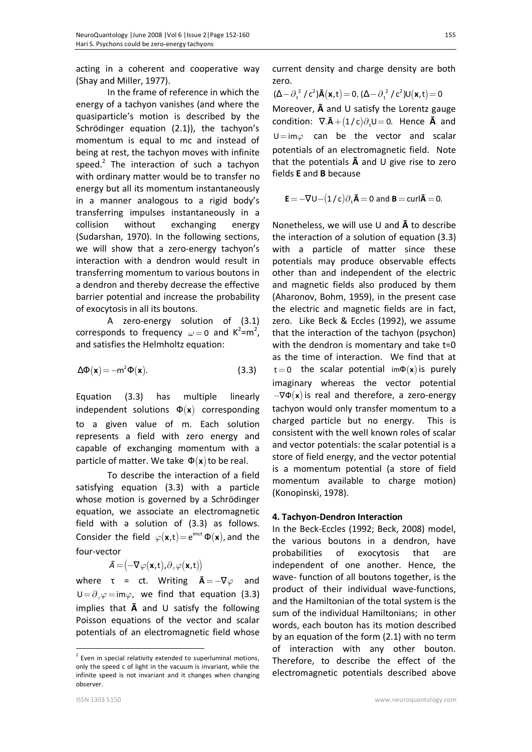acting in a coherent and cooperative way (Shay and Miller, 1977).

In the frame of reference in which the energy of a tachyon vanishes (and where the quasiparticle's motion is described by the Schrödinger equation (2.1)), the tachyon's momentum is equal to mc and instead of being at rest, the tachyon moves with infinite speed.[2] The interaction of such a tachyon with ordinary matter would be to transfer no energy but all its momentum instantaneously in a manner analogous to a rigid body's transferring impulses instantaneously in a collision without exchanging energy (Sudarshan, 1970). In the following sections, we will show that a zero-energy tachyon's interaction with a dendron would result in transferring momentum to various boutons in a dendron and thereby decrease the effective barrier potential and increase the probability of exocytosis in all its boutons.

A zero-energy solution of (3.1) corresponds to frequency $\omega = 0$ and $K^2=m^2$, and satisfies the Helmholtz equation:

$$\Delta\Phi(\mathbf{x}) = -m^2\Phi(\mathbf{x}). \tag{3.3}$$

Equation (3.3) has multiple linearly independent solutions $\Phi(\mathbf{x})$ corresponding to a given value of m. Each solution represents a field with zero energy and capable of exchanging momentum with a particle of matter. We take $\Phi(\mathbf{x})$ to be real.

To describe the interaction of a field satisfying equation (3.3) with a particle whose motion is governed by a Schrödinger equation, we associate an electromagnetic field with a solution of (3.3) as follows. Consider the field $\varphi(\mathbf{x},t) = e^{imct}\,\Phi(\mathbf{x})$, and the four-vector

$$\tilde{A} = \left(-\nabla\varphi(\mathbf{x},t), \partial_\tau\varphi(\mathbf{x},t)\right)$$

where τ = ct. Writing $\bar{\mathbf{A}} = -\nabla\varphi$ and $U = \partial_\tau\varphi = im\varphi$, we find that equation (3.3) implies that $\bar{\mathbf{A}}$ and U satisfy the following Poisson equations of the vector and scalar potentials of an electromagnetic field whose current density and charge density are both zero.

$$(\Delta - \partial_t^2/c^2)\bar{\mathbf{A}}(\mathbf{x},t) = 0, \ (\Delta - \partial_t^2/c^2)U(\mathbf{x},t) = 0$$

Moreover, $\bar{\mathbf{A}}$ and U satisfy the Lorentz gauge condition: $\nabla.\bar{\mathbf{A}} + (1/c)\partial_t U = 0$. Hence $\bar{\mathbf{A}}$ and $U = im\varphi$ can be the vector and scalar potentials of an electromagnetic field. Note that the potentials $\bar{\mathbf{A}}$ and U give rise to zero fields **E** and **B** because

$$\mathbf{E} = -\nabla U - (1/c)\partial_t\bar{\mathbf{A}} = 0 \text{ and } \mathbf{B} = \text{curl}\bar{\mathbf{A}} = 0.$$

Nonetheless, we will use U and $\bar{\mathbf{A}}$ to describe the interaction of a solution of equation (3.3) with a particle of matter since these potentials may produce observable effects other than and independent of the electric and magnetic fields also produced by them (Aharonov, Bohm, 1959), in the present case the electric and magnetic fields are in fact, zero. Like Beck & Eccles (1992), we assume that the interaction of the tachyon (psychon) with the dendron is momentary and take t=0 as the time of interaction. We find that at $t = 0$ the scalar potential $im\Phi(\mathbf{x})$ is purely imaginary whereas the vector potential $-\nabla\Phi(\mathbf{x})$ is real and therefore, a zero-energy tachyon would only transfer momentum to a charged particle but no energy. This is consistent with the well known roles of scalar and vector potentials: the scalar potential is a store of field energy, and the vector potential is a momentum potential (a store of field momentum available to charge motion) (Konopinski, 1978).

## 4. Tachyon-Dendron Interaction

In the Beck-Eccles (1992; Beck, 2008) model, the various boutons in a dendron, have probabilities of exocytosis that are independent of one another. Hence, the wave- function of all boutons together, is the product of their individual wave-functions, and the Hamiltonian of the total system is the sum of the individual Hamiltonians; in other words, each bouton has its motion described by an equation of the form (2.1) with no term of interaction with any other bouton. Therefore, to describe the effect of the electromagnetic potentials described above

[2] Even in special relativity extended to superluminal motions, only the speed c of light in the vacuum is invariant, while the infinite speed is not invariant and it changes when changing observer.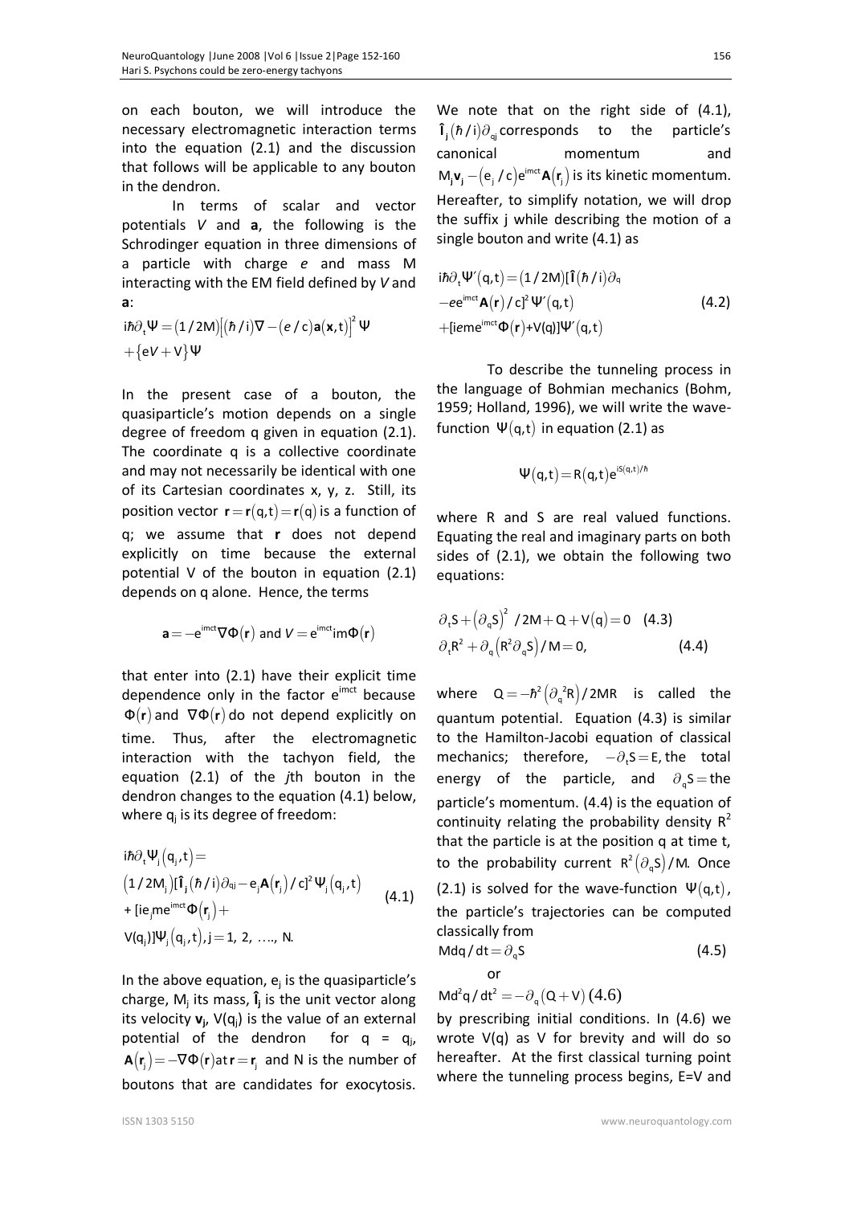on each bouton, we will introduce the necessary electromagnetic interaction terms into the equation (2.1) and the discussion that follows will be applicable to any bouton in the dendron.

In terms of scalar and vector potentials *V* and **a**, the following is the Schrodinger equation in three dimensions of a particle with charge *e* and mass M interacting with the EM field defined by *V* and **a**:

$$i\hbar\partial_t\Psi = (1/2M)\left[(\hbar/i)\nabla - (e/c)\mathbf{a}(\mathbf{x},t)\right]^2\Psi + \{eV + V\}\Psi$$

In the present case of a bouton, the quasiparticle's motion depends on a single degree of freedom q given in equation (2.1). The coordinate q is a collective coordinate and may not necessarily be identical with one of its Cartesian coordinates x, y, z. Still, its position vector $\mathbf{r} = \mathbf{r}(q,t) = \mathbf{r}(q)$ is a function of q; we assume that **r** does not depend explicitly on time because the external potential V of the bouton in equation (2.1) depends on q alone. Hence, the terms

$$\mathbf{a} = -e^{imct}\nabla\Phi(\mathbf{r}) \text{ and } V = e^{imct}im\Phi(\mathbf{r})$$

that enter into (2.1) have their explicit time dependence only in the factor $e^{imct}$ because $\Phi(\mathbf{r})$ and $\nabla\Phi(\mathbf{r})$ do not depend explicitly on time. Thus, after the electromagnetic interaction with the tachyon field, the equation (2.1) of the *j*th bouton in the dendron changes to the equation (4.1) below, where $q_j$ is its degree of freedom:

$$\begin{aligned}&i\hbar\partial_t\Psi_j(q_j,t) = \\ &(1/2M_j)[\hat{\mathbf{l}}_j(\hbar/i)\partial_{qj} - e_j\mathbf{A}(\mathbf{r}_j)/c]^2\Psi_j(q_j,t) \\ &+ [ie_j me^{imct}\Phi(\mathbf{r}_j) + \\ &V(q_j)]\Psi_j(q_j,t), j = 1, 2, \ldots, N.\end{aligned} \quad (4.1)$$

In the above equation, $e_j$ is the quasiparticle's charge, $M_j$ its mass, $\hat{\mathbf{l}}_j$ is the unit vector along its velocity $\mathbf{v_j}$, $V(q_j)$ is the value of an external potential of the dendron for $q = q_j$, $\mathbf{A}(\mathbf{r}_j) = -\nabla\Phi(\mathbf{r})$ at $\mathbf{r} = \mathbf{r}_j$ and N is the number of boutons that are candidates for exocytosis.

We note that on the right side of (4.1), $\hat{\mathbf{l}}_j(\hbar/i)\partial_{qj}$ corresponds to the particle's canonical momentum and $M_j\mathbf{v_j} - (e_j/c)e^{imct}\mathbf{A}(\mathbf{r}_j)$ is its kinetic momentum. Hereafter, to simplify notation, we will drop the suffix j while describing the motion of a single bouton and write (4.1) as

$$\begin{aligned}&i\hbar\partial_t\Psi'(q,t) = (1/2M)[\hat{\mathbf{l}}(\hbar/i)\partial_q \\ &-ee^{imct}\mathbf{A}(\mathbf{r})/c]^2\Psi'(q,t) \\ &+[ieme^{imct}\Phi(\mathbf{r}) + V(q)]\Psi'(q,t)\end{aligned} \quad (4.2)$$

To describe the tunneling process in the language of Bohmian mechanics (Bohm, 1959; Holland, 1996), we will write the wave-function $\Psi(q,t)$ in equation (2.1) as

$$\Psi(q,t) = R(q,t)e^{iS(q,t)/\hbar}$$

where R and S are real valued functions. Equating the real and imaginary parts on both sides of (2.1), we obtain the following two equations:

$$\partial_t S + (\partial_q S)^2/2M + Q + V(q) = 0 \quad (4.3)$$

$$\partial_t R^2 + \partial_q(R^2\partial_q S)/M = 0, \quad (4.4)$$

where $Q = -\hbar^2(\partial_q{}^2R)/2MR$ is called the quantum potential. Equation (4.3) is similar to the Hamilton-Jacobi equation of classical mechanics; therefore, $-\partial_t S = E$, the total energy of the particle, and $\partial_q S =$ the particle's momentum. (4.4) is the equation of continuity relating the probability density $R^2$ that the particle is at the position q at time t, to the probability current $R^2(\partial_q S)/M$. Once (2.1) is solved for the wave-function $\Psi(q,t)$, the particle's trajectories can be computed classically from

$$Mdq/dt = \partial_q S \quad (4.5)$$

or

$$Md^2q/dt^2 = -\partial_q(Q + V) \quad (4.6)$$

by prescribing initial conditions. In (4.6) we wrote V(q) as V for brevity and will do so hereafter. At the first classical turning point where the tunneling process begins, E=V and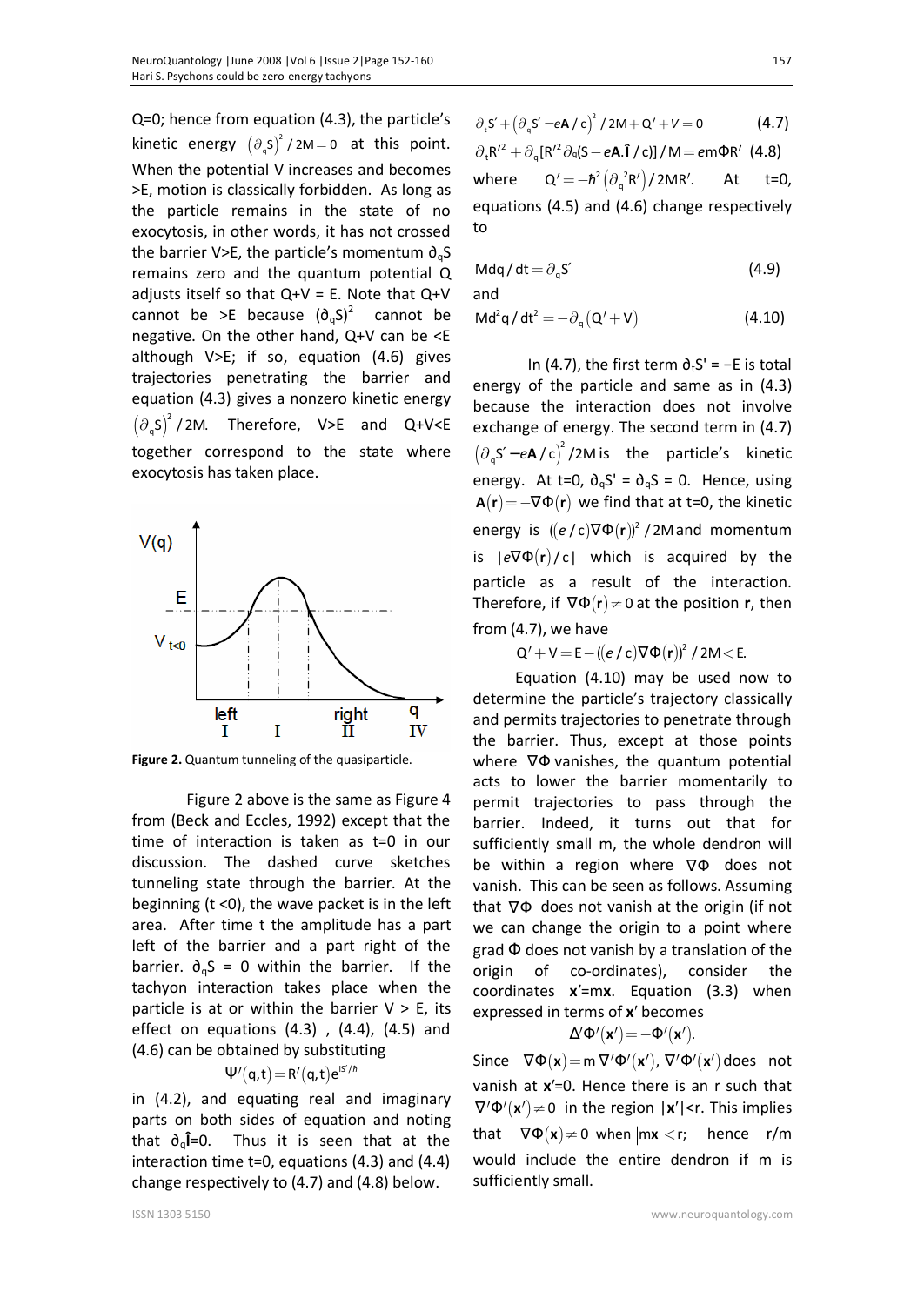Q=0; hence from equation (4.3), the particle's kinetic energy $(\partial_q S)^2/2M = 0$ at this point. When the potential V increases and becomes >E, motion is classically forbidden. As long as the particle remains in the state of no exocytosis, in other words, it has not crossed the barrier V>E, the particle's momentum $\partial_q S$ remains zero and the quantum potential Q adjusts itself so that Q+V = E. Note that Q+V cannot be >E because $(\partial_q S)^2$ cannot be negative. On the other hand, Q+V can be <E although V>E; if so, equation (4.6) gives trajectories penetrating the barrier and equation (4.3) gives a nonzero kinetic energy $(\partial_q S)^2/2M$. Therefore, V>E and Q+V<E together correspond to the state where exocytosis has taken place.

**Figure 2.** Quantum tunneling of the quasiparticle.

Figure 2 above is the same as Figure 4 from (Beck and Eccles, 1992) except that the time of interaction is taken as t=0 in our discussion. The dashed curve sketches tunneling state through the barrier. At the beginning (t <0), the wave packet is in the left area. After time t the amplitude has a part left of the barrier and a part right of the barrier. $\partial_q S = 0$ within the barrier. If the tachyon interaction takes place when the particle is at or within the barrier V > E, its effect on equations (4.3) , (4.4), (4.5) and (4.6) can be obtained by substituting

$$\Psi'(q,t) = R'(q,t)e^{iS'/\hbar}$$

in (4.2), and equating real and imaginary parts on both sides of equation and noting that $\partial_q \hat{\mathbf{I}}=0$. Thus it is seen that at the interaction time t=0, equations (4.3) and (4.4) change respectively to (4.7) and (4.8) below.

$$\partial_t S' + (\partial_q S' - e\mathbf{A}/c)^2/2M + Q' + V = 0 \qquad (4.7)$$

$$\partial_t R'^2 + \partial_q[R'^2 \partial_q(S - e\mathbf{A}.\hat{\mathbf{I}}/c)]/M = em\Phi R' \quad (4.8)$$

where $Q' = -\hbar^2(\partial_q^{\,2}R')/2MR'$. At t=0, equations (4.5) and (4.6) change respectively to

$$Mdq/dt = \partial_q S' \qquad (4.9)$$

and

$$Md^2q/dt^2 = -\partial_q(Q' + V) \qquad (4.10)$$

In (4.7), the first term $\partial_t S' = -E$ is total energy of the particle and same as in (4.3) because the interaction does not involve exchange of energy. The second term in (4.7) $(\partial_q S' - e\mathbf{A}/c)^2/2M$ is the particle's kinetic energy. At t=0, $\partial_q S' = \partial_q S = 0$. Hence, using $\mathbf{A}(\mathbf{r}) = -\nabla\Phi(\mathbf{r})$ we find that at t=0, the kinetic energy is $((e/c)\nabla\Phi(\mathbf{r}))^2/2M$ and momentum is $|e\nabla\Phi(\mathbf{r})/c|$ which is acquired by the particle as a result of the interaction. Therefore, if $\nabla\Phi(\mathbf{r}) \neq 0$ at the position **r**, then from (4.7), we have

$$Q' + V = E - ((e/c)\nabla\Phi(\mathbf{r}))^2/2M < E.$$

Equation (4.10) may be used now to determine the particle's trajectory classically and permits trajectories to penetrate through the barrier. Thus, except at those points where $\nabla\Phi$ vanishes, the quantum potential acts to lower the barrier momentarily to permit trajectories to pass through the barrier. Indeed, it turns out that for sufficiently small m, the whole dendron will be within a region where $\nabla\Phi$ does not vanish. This can be seen as follows. Assuming that $\nabla\Phi$ does not vanish at the origin (if not we can change the origin to a point where grad $\Phi$ does not vanish by a translation of the origin of co-ordinates), consider the coordinates $\mathbf{x}'=m\mathbf{x}$. Equation (3.3) when expressed in terms of $\mathbf{x}'$ becomes

$$\Delta'\Phi'(\mathbf{x}') = -\Phi'(\mathbf{x}').$$

Since $\nabla\Phi(\mathbf{x}) = m\nabla'\Phi'(\mathbf{x}')$, $\nabla'\Phi'(\mathbf{x}')$ does not vanish at $\mathbf{x}'=0$. Hence there is an r such that $\nabla'\Phi'(\mathbf{x}') \neq 0$ in the region $|\mathbf{x}'|<$r. This implies that $\nabla\Phi(\mathbf{x}) \neq 0$ when $|m\mathbf{x}| < r$; hence r/m would include the entire dendron if m is sufficiently small.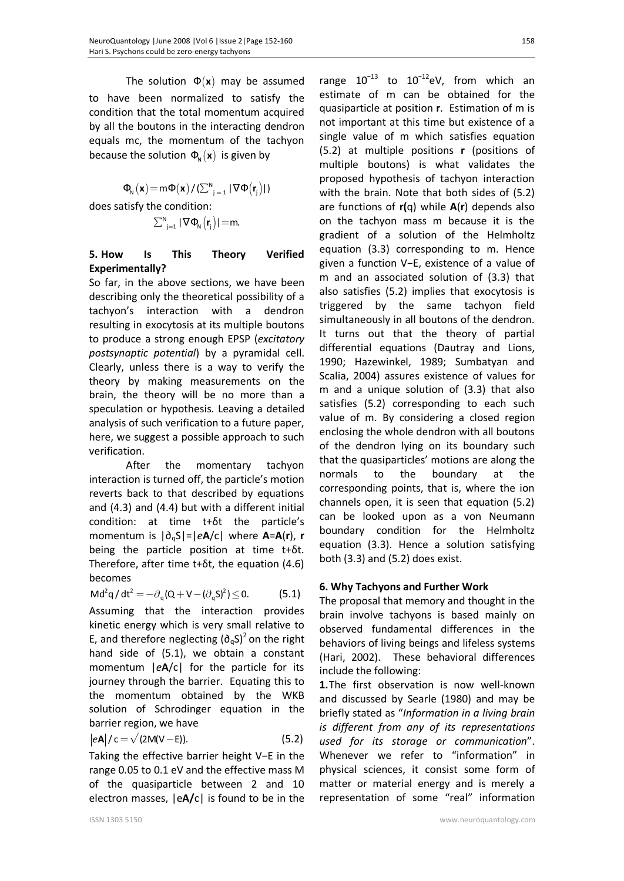The solution $\Phi(\mathbf{x})$ may be assumed to have been normalized to satisfy the condition that the total momentum acquired by all the boutons in the interacting dendron equals mc, the momentum of the tachyon because the solution $\Phi_N(\mathbf{x})$ is given by

$$\Phi_N(\mathbf{x}) = m\Phi(\mathbf{x}) / (\sum_{j=1}^{N} |\nabla\Phi(\mathbf{r}_j)|)$$

does satisfy the condition:

$$\sum_{j=1}^{N} |\nabla\Phi_N(\mathbf{r}_j)| = m.$$

## 5. How Is This Theory Verified Experimentally?

So far, in the above sections, we have been describing only the theoretical possibility of a tachyon's interaction with a dendron resulting in exocytosis at its multiple boutons to produce a strong enough EPSP (*excitatory postsynaptic potential*) by a pyramidal cell. Clearly, unless there is a way to verify the theory by making measurements on the brain, the theory will be no more than a speculation or hypothesis. Leaving a detailed analysis of such verification to a future paper, here, we suggest a possible approach to such verification.

After the momentary tachyon interaction is turned off, the particle's motion reverts back to that described by equations and (4.3) and (4.4) but with a different initial condition: at time t+δt the particle's momentum is $|\partial_q S| = |e\mathbf{A}/c|$ where $\mathbf{A}=\mathbf{A}(\mathbf{r})$, $\mathbf{r}$ being the particle position at time t+δt. Therefore, after time t+δt, the equation (4.6) becomes

$$Md^2q/dt^2 = -\partial_q(Q + V - (\partial_q S)^2) \leq 0. \tag{5.1}$$

Assuming that the interaction provides kinetic energy which is very small relative to E, and therefore neglecting $(\partial_q S)^2$ on the right hand side of (5.1), we obtain a constant momentum $|e\mathbf{A}/c|$ for the particle for its journey through the barrier. Equating this to the momentum obtained by the WKB solution of Schrodinger equation in the barrier region, we have

$$|e\mathbf{A}|/c = \sqrt{(2M(V - E))}. \tag{5.2}$$

Taking the effective barrier height V−E in the range 0.05 to 0.1 eV and the effective mass M of the quasiparticle between 2 and 10 electron masses, $|e\mathbf{A}/c|$ is found to be in the range $10^{-13}$ to $10^{-12}$eV, from which an estimate of m can be obtained for the quasiparticle at position **r**. Estimation of m is not important at this time but existence of a single value of m which satisfies equation (5.2) at multiple positions **r** (positions of multiple boutons) is what validates the proposed hypothesis of tachyon interaction with the brain. Note that both sides of (5.2) are functions of **r(**q) while **A**(**r**) depends also on the tachyon mass m because it is the gradient of a solution of the Helmholtz equation (3.3) corresponding to m. Hence given a function V−E, existence of a value of m and an associated solution of (3.3) that also satisfies (5.2) implies that exocytosis is triggered by the same tachyon field simultaneously in all boutons of the dendron. It turns out that the theory of partial differential equations (Dautray and Lions, 1990; Hazewinkel, 1989; Sumbatyan and Scalia, 2004) assures existence of values for m and a unique solution of (3.3) that also satisfies (5.2) corresponding to each such value of m. By considering a closed region enclosing the whole dendron with all boutons of the dendron lying on its boundary such that the quasiparticles' motions are along the normals to the boundary at the corresponding points, that is, where the ion channels open, it is seen that equation (5.2) can be looked upon as a von Neumann boundary condition for the Helmholtz equation (3.3). Hence a solution satisfying both (3.3) and (5.2) does exist.

## 6. Why Tachyons and Further Work

The proposal that memory and thought in the brain involve tachyons is based mainly on observed fundamental differences in the behaviors of living beings and lifeless systems (Hari, 2002). These behavioral differences include the following:

**1.** The first observation is now well-known and discussed by Searle (1980) and may be briefly stated as "*Information in a living brain is different from any of its representations used for its storage or communication*". Whenever we refer to "information" in physical sciences, it consist some form of matter or material energy and is merely a representation of some "real" information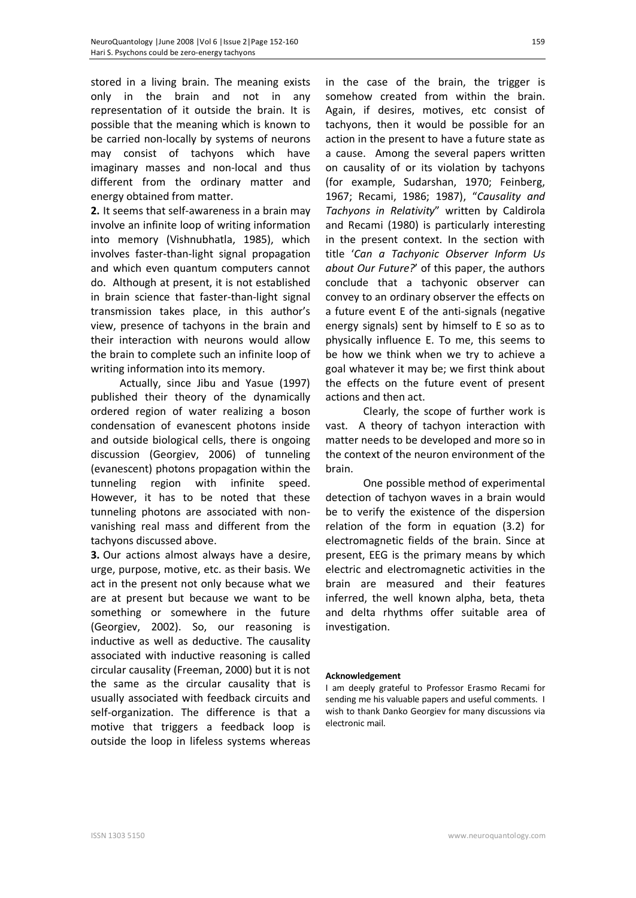stored in a living brain. The meaning exists only in the brain and not in any representation of it outside the brain. It is possible that the meaning which is known to be carried non-locally by systems of neurons may consist of tachyons which have imaginary masses and non-local and thus different from the ordinary matter and energy obtained from matter.

**2.** It seems that self-awareness in a brain may involve an infinite loop of writing information into memory (Vishnubhatla, 1985), which involves faster-than-light signal propagation and which even quantum computers cannot do. Although at present, it is not established in brain science that faster-than-light signal transmission takes place, in this author's view, presence of tachyons in the brain and their interaction with neurons would allow the brain to complete such an infinite loop of writing information into its memory.

Actually, since Jibu and Yasue (1997) published their theory of the dynamically ordered region of water realizing a boson condensation of evanescent photons inside and outside biological cells, there is ongoing discussion (Georgiev, 2006) of tunneling (evanescent) photons propagation within the tunneling region with infinite speed. However, it has to be noted that these tunneling photons are associated with non-vanishing real mass and different from the tachyons discussed above.

**3.** Our actions almost always have a desire, urge, purpose, motive, etc. as their basis. We act in the present not only because what we are at present but because we want to be something or somewhere in the future (Georgiev, 2002). So, our reasoning is inductive as well as deductive. The causality associated with inductive reasoning is called circular causality (Freeman, 2000) but it is not the same as the circular causality that is usually associated with feedback circuits and self-organization. The difference is that a motive that triggers a feedback loop is outside the loop in lifeless systems whereas in the case of the brain, the trigger is somehow created from within the brain. Again, if desires, motives, etc consist of tachyons, then it would be possible for an action in the present to have a future state as a cause. Among the several papers written on causality of or its violation by tachyons (for example, Sudarshan, 1970; Feinberg, 1967; Recami, 1986; 1987), "*Causality and Tachyons in Relativity*" written by Caldirola and Recami (1980) is particularly interesting in the present context. In the section with title '*Can a Tachyonic Observer Inform Us about Our Future?*' of this paper, the authors conclude that a tachyonic observer can convey to an ordinary observer the effects on a future event E of the anti-signals (negative energy signals) sent by himself to E so as to physically influence E. To me, this seems to be how we think when we try to achieve a goal whatever it may be; we first think about the effects on the future event of present actions and then act.

Clearly, the scope of further work is vast. A theory of tachyon interaction with matter needs to be developed and more so in the context of the neuron environment of the brain.

One possible method of experimental detection of tachyon waves in a brain would be to verify the existence of the dispersion relation of the form in equation (3.2) for electromagnetic fields of the brain. Since at present, EEG is the primary means by which electric and electromagnetic activities in the brain are measured and their features inferred, the well known alpha, beta, theta and delta rhythms offer suitable area of investigation.

#### Acknowledgement

I am deeply grateful to Professor Erasmo Recami for sending me his valuable papers and useful comments. I wish to thank Danko Georgiev for many discussions via electronic mail.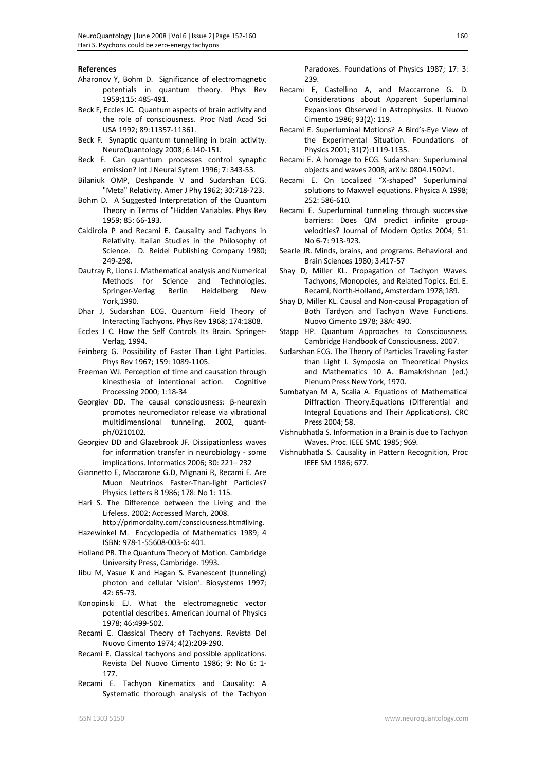**References**

Aharonov Y, Bohm D. Significance of electromagnetic potentials in quantum theory. Phys Rev 1959;115: 485-491.

Beck F, Eccles JC. Quantum aspects of brain activity and the role of consciousness. Proc Natl Acad Sci USA 1992; 89:11357-11361.

Beck F. Synaptic quantum tunnelling in brain activity. NeuroQuantology 2008; 6:140-151.

Beck F. Can quantum processes control synaptic emission? Int J Neural Sytem 1996; 7: 343-53.

Bilaniuk OMP, Deshpande V and Sudarshan ECG. "Meta" Relativity. Amer J Phy 1962; 30:718-723.

Bohm D. A Suggested Interpretation of the Quantum Theory in Terms of "Hidden Variables. Phys Rev 1959; 85: 66-193.

Caldirola P and Recami E. Causality and Tachyons in Relativity. Italian Studies in the Philosophy of Science. D. Reidel Publishing Company 1980; 249-298.

Dautray R, Lions J. Mathematical analysis and Numerical Methods for Science and Technologies. Springer-Verlag Berlin Heidelberg New York,1990.

Dhar J, Sudarshan ECG. Quantum Field Theory of Interacting Tachyons. Phys Rev 1968; 174:1808.

Eccles J C. How the Self Controls Its Brain. Springer-Verlag, 1994.

Feinberg G. Possibility of Faster Than Light Particles. Phys Rev 1967; 159: 1089-1105.

Freeman WJ. Perception of time and causation through kinesthesia of intentional action. Cognitive Processing 2000; 1:18-34

Georgiev DD. The causal consciousness: β-neurexin promotes neuromediator release via vibrational multidimensional tunneling. 2002, quant-ph/0210102.

Georgiev DD and Glazebrook JF. Dissipationless waves for information transfer in neurobiology - some implications. Informatics 2006; 30: 221– 232

Giannetto E, Maccarone G.D, Mignani R, Recami E. Are Muon Neutrinos Faster-Than-light Particles? Physics Letters B 1986; 178: No 1: 115.

Hari S. The Difference between the Living and the Lifeless. 2002; Accessed March, 2008. http://primordality.com/consciousness.htm#living.

Hazewinkel M. Encyclopedia of Mathematics 1989; 4 ISBN: 978-1-55608-003-6: 401.

Holland PR. The Quantum Theory of Motion. Cambridge University Press, Cambridge. 1993.

Jibu M, Yasue K and Hagan S. Evanescent (tunneling) photon and cellular 'vision'. Biosystems 1997; 42: 65-73.

Konopinski EJ. What the electromagnetic vector potential describes. American Journal of Physics 1978; 46:499-502.

Recami E. Classical Theory of Tachyons. Revista Del Nuovo Cimento 1974; 4(2):209-290.

Recami E. Classical tachyons and possible applications. Revista Del Nuovo Cimento 1986; 9: No 6: 1-177.

Recami E. Tachyon Kinematics and Causality: A Systematic thorough analysis of the Tachyon Paradoxes. Foundations of Physics 1987; 17: 3: 239.

Recami E, Castellino A, and Maccarrone G. D. Considerations about Apparent Superluminal Expansions Observed in Astrophysics. IL Nuovo Cimento 1986; 93(2): 119.

Recami E. Superluminal Motions? A Bird's-Eye View of the Experimental Situation. Foundations of Physics 2001; 31(7):1119-1135.

Recami E. A homage to ECG. Sudarshan: Superluminal objects and waves 2008; arXiv: 0804.1502v1.

Recami E. On Localized "X-shaped" Superluminal solutions to Maxwell equations. Physica A 1998; 252: 586-610.

Recami E. Superluminal tunneling through successive barriers: Does QM predict infinite group-velocities? Journal of Modern Optics 2004; 51: No 6-7: 913-923.

Searle JR. Minds, brains, and programs. Behavioral and Brain Sciences 1980; 3:417-57

Shay D, Miller KL. Propagation of Tachyon Waves. Tachyons, Monopoles, and Related Topics. Ed. E. Recami, North-Holland, Amsterdam 1978;189.

Shay D, Miller KL. Causal and Non-causal Propagation of Both Tardyon and Tachyon Wave Functions. Nuovo Cimento 1978; 38A: 490.

Stapp HP. Quantum Approaches to Consciousness. Cambridge Handbook of Consciousness. 2007.

Sudarshan ECG. The Theory of Particles Traveling Faster than Light I. Symposia on Theoretical Physics and Mathematics 10 A. Ramakrishnan (ed.) Plenum Press New York, 1970.

Sumbatyan M A, Scalia A. Equations of Mathematical Diffraction Theory.Equations (Differential and Integral Equations and Their Applications). CRC Press 2004; 58.

Vishnubhatla S. Information in a Brain is due to Tachyon Waves. Proc. IEEE SMC 1985; 969.

Vishnubhatla S. Causality in Pattern Recognition, Proc IEEE SM 1986; 677.